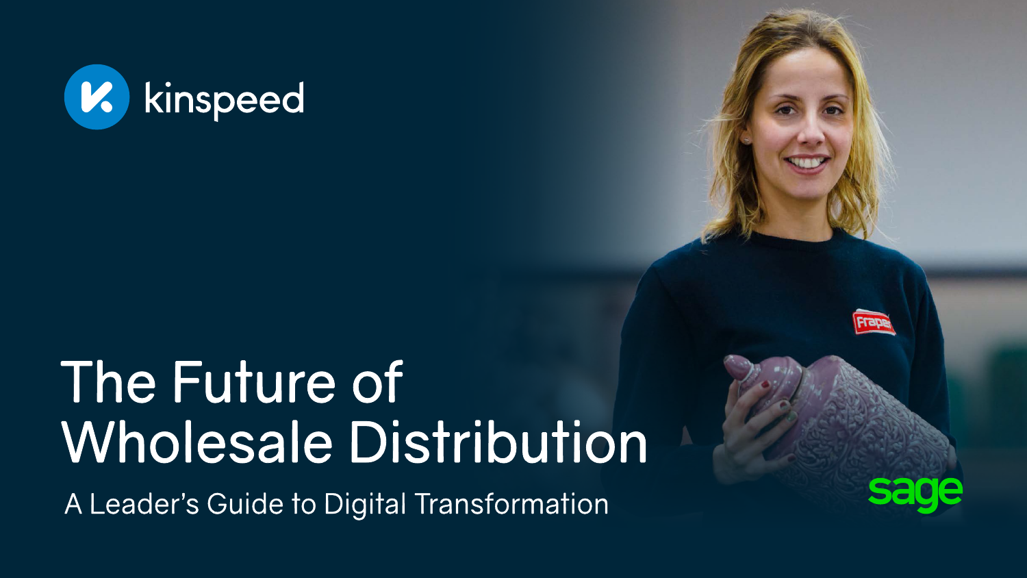kinspeed

# The Future of Wholesale Distribution

A Leader's Guide to Digital Transformation

sage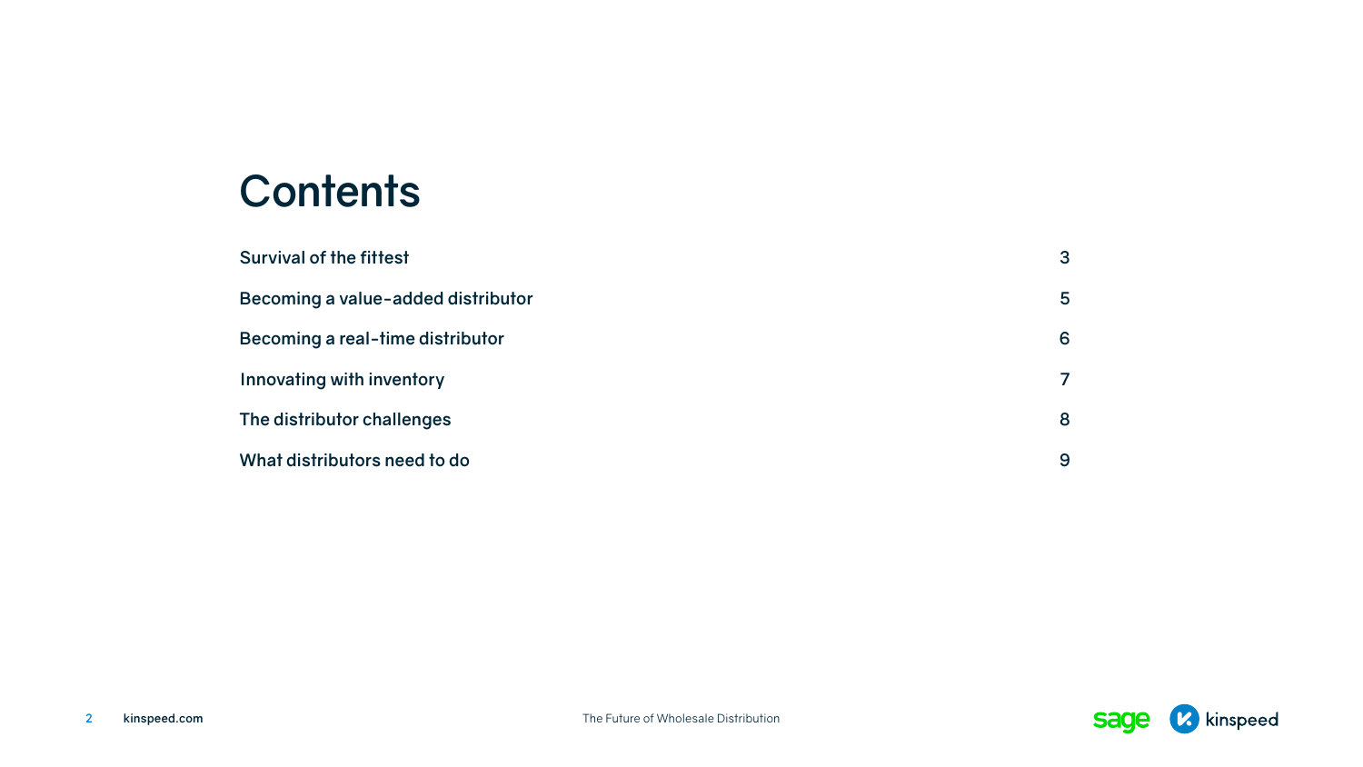# Contents

| | |
|---|---|
| Survival of the fittest | 3 |
| Becoming a value-added distributor | 5 |
| Becoming a real-time distributor | 6 |
| Innovating with inventory | 7 |
| The distributor challenges | 8 |
| What distributors need to do | 9 |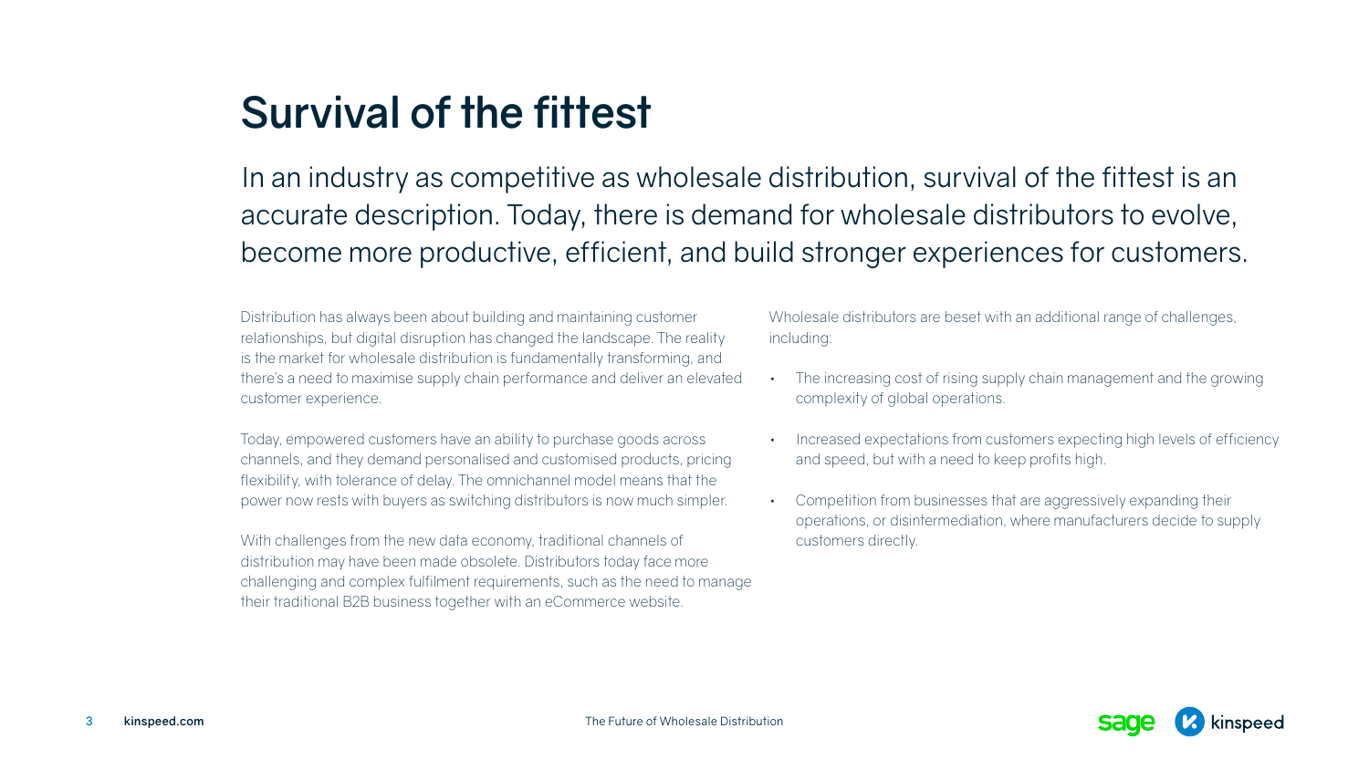# Survival of the fittest

In an industry as competitive as wholesale distribution, survival of the fittest is an accurate description. Today, there is demand for wholesale distributors to evolve, become more productive, efficient, and build stronger experiences for customers.

Distribution has always been about building and maintaining customer relationships, but digital disruption has changed the landscape. The reality is the market for wholesale distribution is fundamentally transforming, and there's a need to maximise supply chain performance and deliver an elevated customer experience.

Today, empowered customers have an ability to purchase goods across channels, and they demand personalised and customised products, pricing flexibility, with tolerance of delay. The omnichannel model means that the power now rests with buyers as switching distributors is now much simpler.

With challenges from the new data economy, traditional channels of distribution may have been made obsolete. Distributors today face more challenging and complex fulfilment requirements, such as the need to manage their traditional B2B business together with an eCommerce website.

Wholesale distributors are beset with an additional range of challenges, including:

- The increasing cost of rising supply chain management and the growing complexity of global operations.
- Increased expectations from customers expecting high levels of efficiency and speed, but with a need to keep profits high.
- Competition from businesses that are aggressively expanding their operations, or disintermediation, where manufacturers decide to supply customers directly.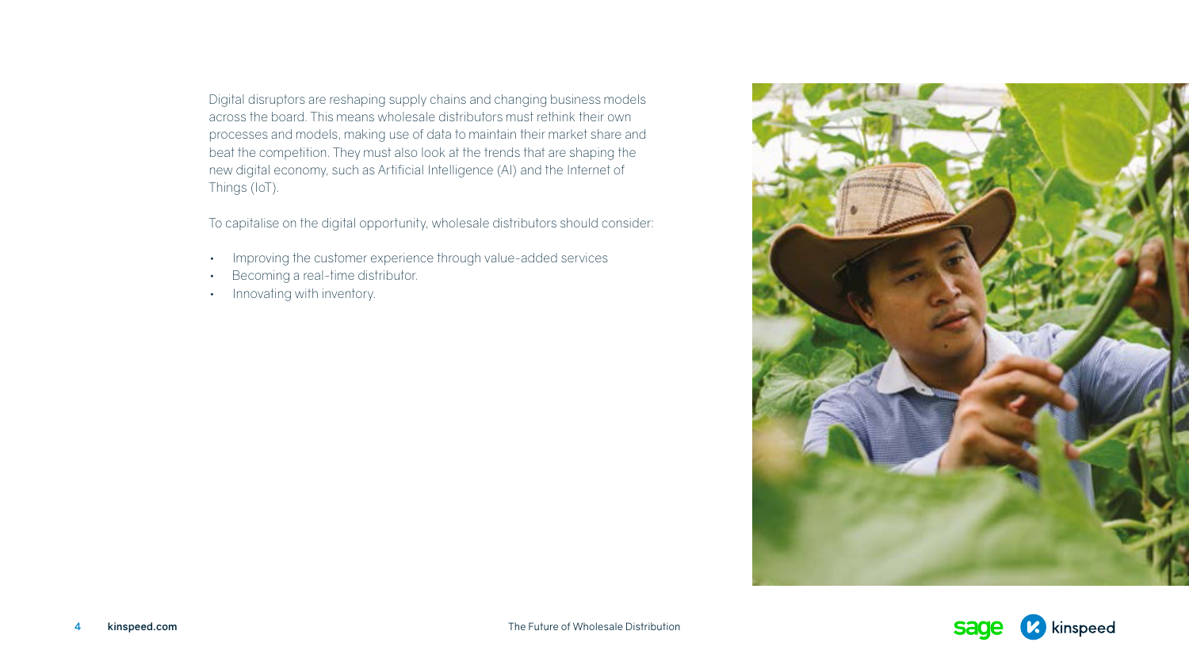Digital disruptors are reshaping supply chains and changing business models across the board. This means wholesale distributors must rethink their own processes and models, making use of data to maintain their market share and beat the competition. They must also look at the trends that are shaping the new digital economy, such as Artificial Intelligence (AI) and the Internet of Things (IoT).

To capitalise on the digital opportunity, wholesale distributors should consider:

- Improving the customer experience through value-added services
- Becoming a real-time distributor.
- Innovating with inventory.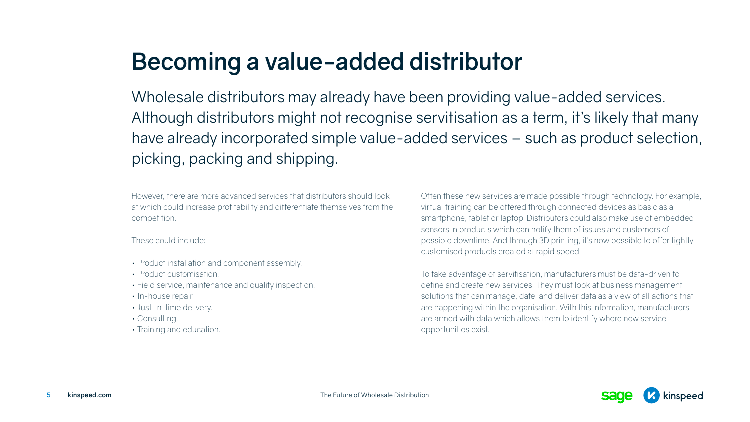# Becoming a value-added distributor

Wholesale distributors may already have been providing value-added services. Although distributors might not recognise servitisation as a term, it's likely that many have already incorporated simple value-added services – such as product selection, picking, packing and shipping.

However, there are more advanced services that distributors should look at which could increase profitability and differentiate themselves from the competition.

These could include:

- Product installation and component assembly.
- Product customisation.
- Field service, maintenance and quality inspection.
- In-house repair.
- Just-in-time delivery.
- Consulting.
- Training and education.

Often these new services are made possible through technology. For example, virtual training can be offered through connected devices as basic as a smartphone, tablet or laptop. Distributors could also make use of embedded sensors in products which can notify them of issues and customers of possible downtime. And through 3D printing, it's now possible to offer tightly customised products created at rapid speed.

To take advantage of servitisation, manufacturers must be data-driven to define and create new services. They must look at business management solutions that can manage, date, and deliver data as a view of all actions that are happening within the organisation. With this information, manufacturers are armed with data which allows them to identify where new service opportunities exist.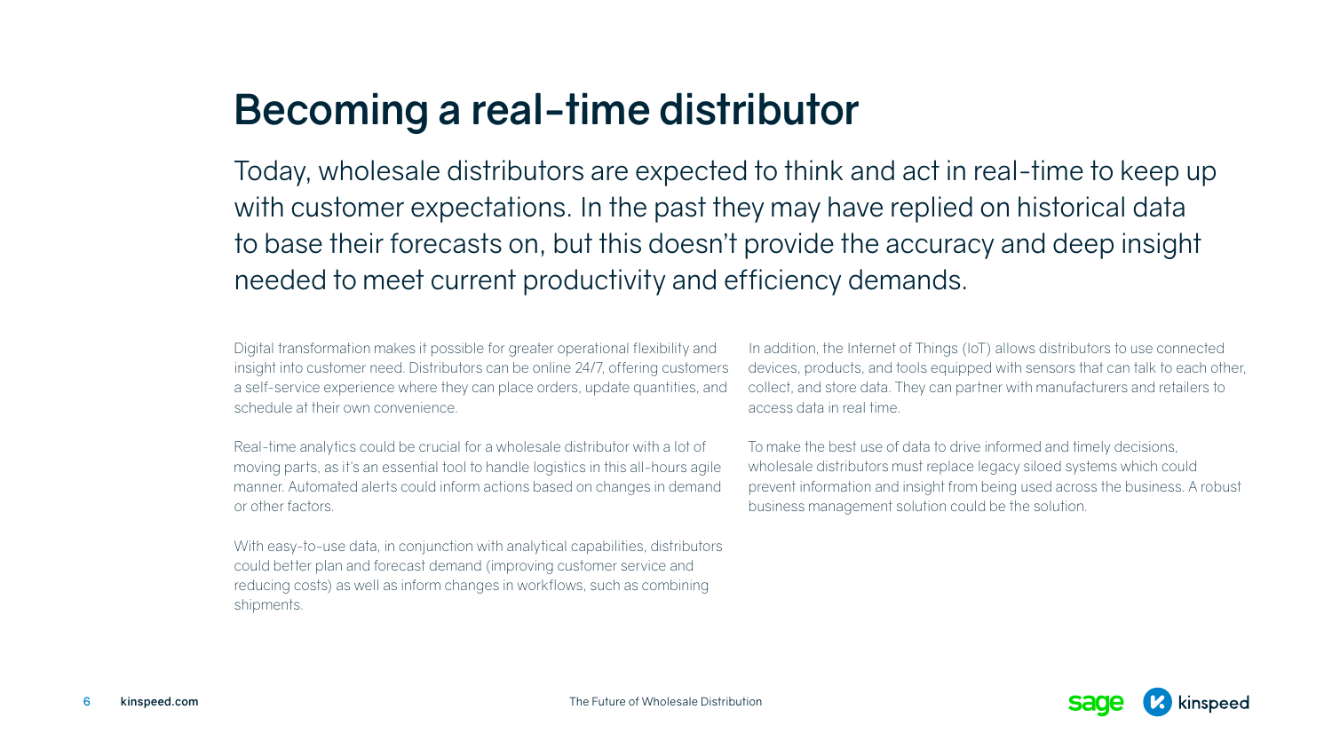# Becoming a real-time distributor

Today, wholesale distributors are expected to think and act in real-time to keep up with customer expectations. In the past they may have replied on historical data to base their forecasts on, but this doesn't provide the accuracy and deep insight needed to meet current productivity and efficiency demands.

Digital transformation makes it possible for greater operational flexibility and insight into customer need. Distributors can be online 24/7, offering customers a self-service experience where they can place orders, update quantities, and schedule at their own convenience.

Real-time analytics could be crucial for a wholesale distributor with a lot of moving parts, as it's an essential tool to handle logistics in this all-hours agile manner. Automated alerts could inform actions based on changes in demand or other factors.

With easy-to-use data, in conjunction with analytical capabilities, distributors could better plan and forecast demand (improving customer service and reducing costs) as well as inform changes in workflows, such as combining shipments.

In addition, the Internet of Things (IoT) allows distributors to use connected devices, products, and tools equipped with sensors that can talk to each other, collect, and store data. They can partner with manufacturers and retailers to access data in real time.

To make the best use of data to drive informed and timely decisions, wholesale distributors must replace legacy siloed systems which could prevent information and insight from being used across the business. A robust business management solution could be the solution.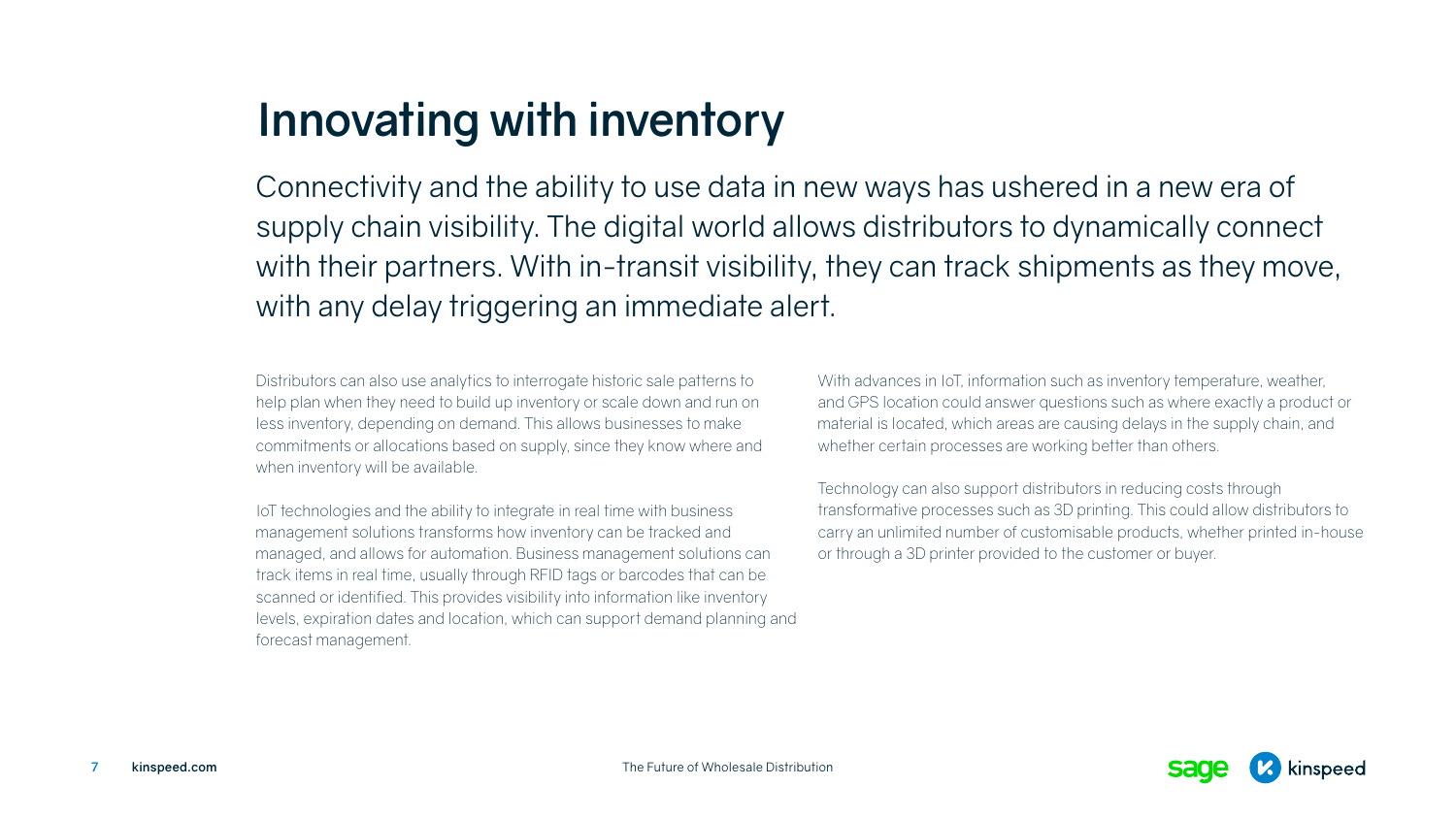# Innovating with inventory

Connectivity and the ability to use data in new ways has ushered in a new era of supply chain visibility. The digital world allows distributors to dynamically connect with their partners. With in-transit visibility, they can track shipments as they move, with any delay triggering an immediate alert.

Distributors can also use analytics to interrogate historic sale patterns to help plan when they need to build up inventory or scale down and run on less inventory, depending on demand. This allows businesses to make commitments or allocations based on supply, since they know where and when inventory will be available.

IoT technologies and the ability to integrate in real time with business management solutions transforms how inventory can be tracked and managed, and allows for automation. Business management solutions can track items in real time, usually through RFID tags or barcodes that can be scanned or identified. This provides visibility into information like inventory levels, expiration dates and location, which can support demand planning and forecast management.

With advances in IoT, information such as inventory temperature, weather, and GPS location could answer questions such as where exactly a product or material is located, which areas are causing delays in the supply chain, and whether certain processes are working better than others.

Technology can also support distributors in reducing costs through transformative processes such as 3D printing. This could allow distributors to carry an unlimited number of customisable products, whether printed in-house or through a 3D printer provided to the customer or buyer.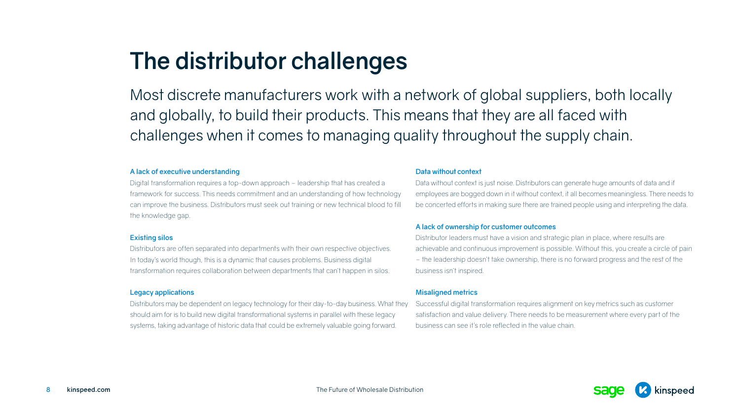# The distributor challenges

Most discrete manufacturers work with a network of global suppliers, both locally and globally, to build their products. This means that they are all faced with challenges when it comes to managing quality throughout the supply chain.

### A lack of executive understanding

Digital transformation requires a top-down approach – leadership that has created a framework for success. This needs commitment and an understanding of how technology can improve the business. Distributors must seek out training or new technical blood to fill the knowledge gap.

### Existing silos

Distributors are often separated into departments with their own respective objectives. In today's world though, this is a dynamic that causes problems. Business digital transformation requires collaboration between departments that can't happen in silos.

### Legacy applications

Distributors may be dependent on legacy technology for their day-to-day business. What they should aim for is to build new digital transformational systems in parallel with these legacy systems, taking advantage of historic data that could be extremely valuable going forward.

### Data without context

Data without context is just noise. Distributors can generate huge amounts of data and if employees are bogged down in it without context, it all becomes meaningless. There needs to be concerted efforts in making sure there are trained people using and interpreting the data.

### A lack of ownership for customer outcomes

Distributor leaders must have a vision and strategic plan in place, where results are achievable and continuous improvement is possible. Without this, you create a circle of pain – the leadership doesn't take ownership, there is no forward progress and the rest of the business isn't inspired.

### Misaligned metrics

Successful digital transformation requires alignment on key metrics such as customer satisfaction and value delivery. There needs to be measurement where every part of the business can see it's role reflected in the value chain.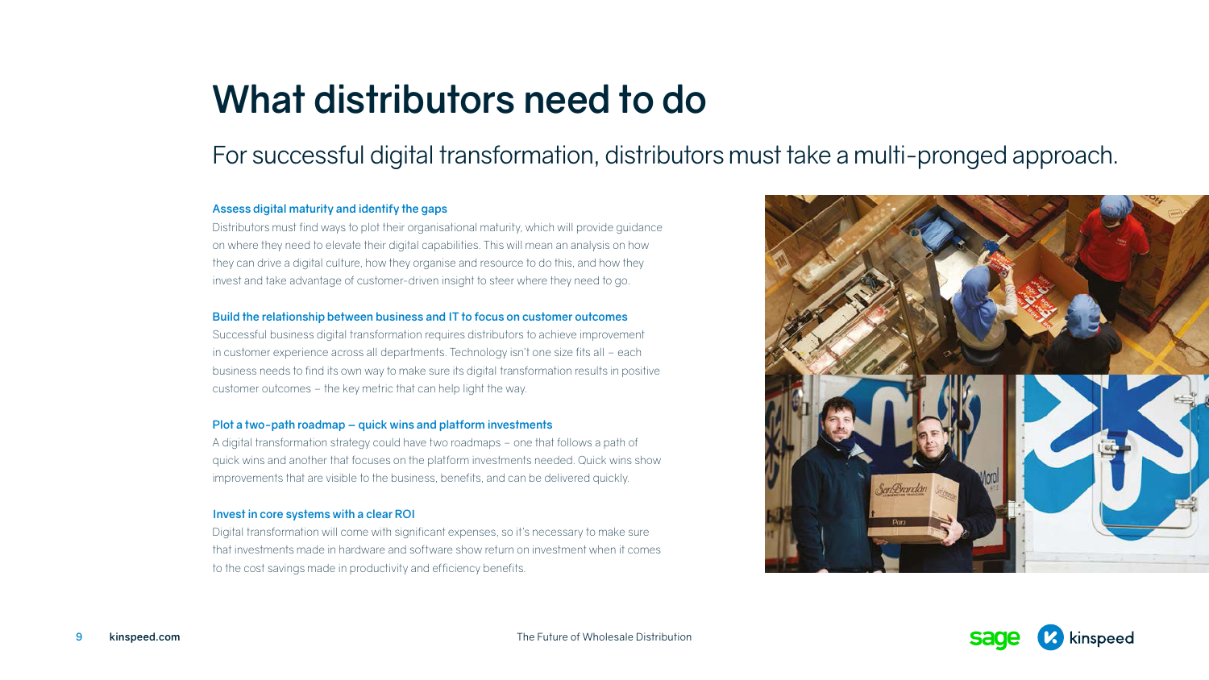# What distributors need to do

## For successful digital transformation, distributors must take a multi-pronged approach.

### Assess digital maturity and identify the gaps

Distributors must find ways to plot their organisational maturity, which will provide guidance on where they need to elevate their digital capabilities. This will mean an analysis on how they can drive a digital culture, how they organise and resource to do this, and how they invest and take advantage of customer-driven insight to steer where they need to go.

### Build the relationship between business and IT to focus on customer outcomes

Successful business digital transformation requires distributors to achieve improvement in customer experience across all departments. Technology isn't one size fits all – each business needs to find its own way to make sure its digital transformation results in positive customer outcomes – the key metric that can help light the way.

### Plot a two-path roadmap – quick wins and platform investments

A digital transformation strategy could have two roadmaps – one that follows a path of quick wins and another that focuses on the platform investments needed. Quick wins show improvements that are visible to the business, benefits, and can be delivered quickly.

### Invest in core systems with a clear ROI

Digital transformation will come with significant expenses, so it's necessary to make sure that investments made in hardware and software show return on investment when it comes to the cost savings made in productivity and efficiency benefits.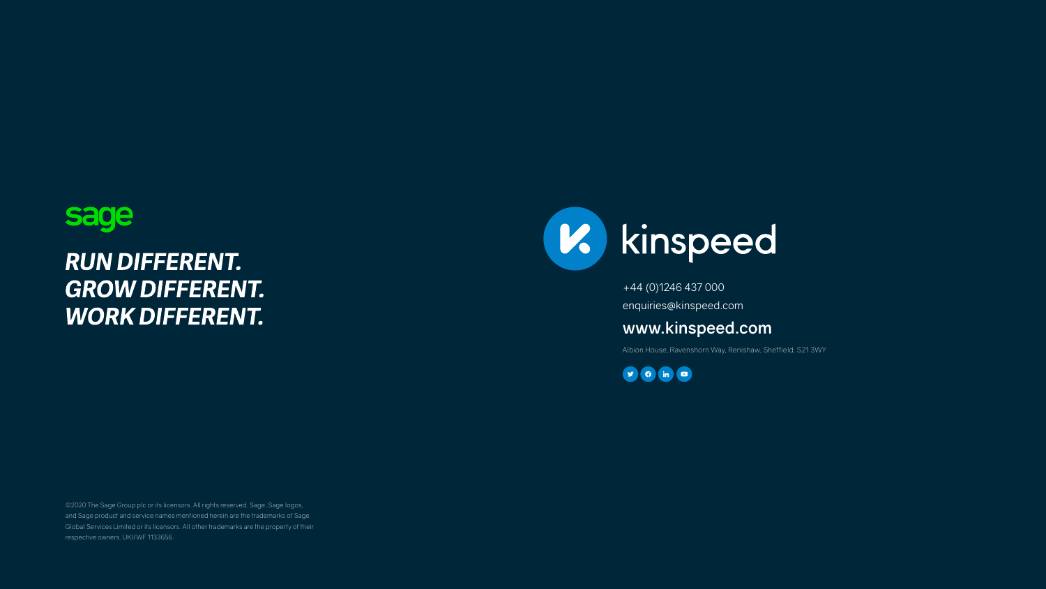sage

**_RUN DIFFERENT._**
**_GROW DIFFERENT._**
**_WORK DIFFERENT._**

kinspeed

+44 (0)1246 437 000

enquiries@kinspeed.com

**www.kinspeed.com**

Albion House, Ravenshorn Way, Renishaw, Sheffield, S21 3WY

©2020 The Sage Group plc or its licensors. All rights reserved. Sage, Sage logos, and Sage product and service names mentioned herein are the trademarks of Sage Global Services Limited or its licensors. All other trademarks are the property of their respective owners. UKI/WF 1133656.